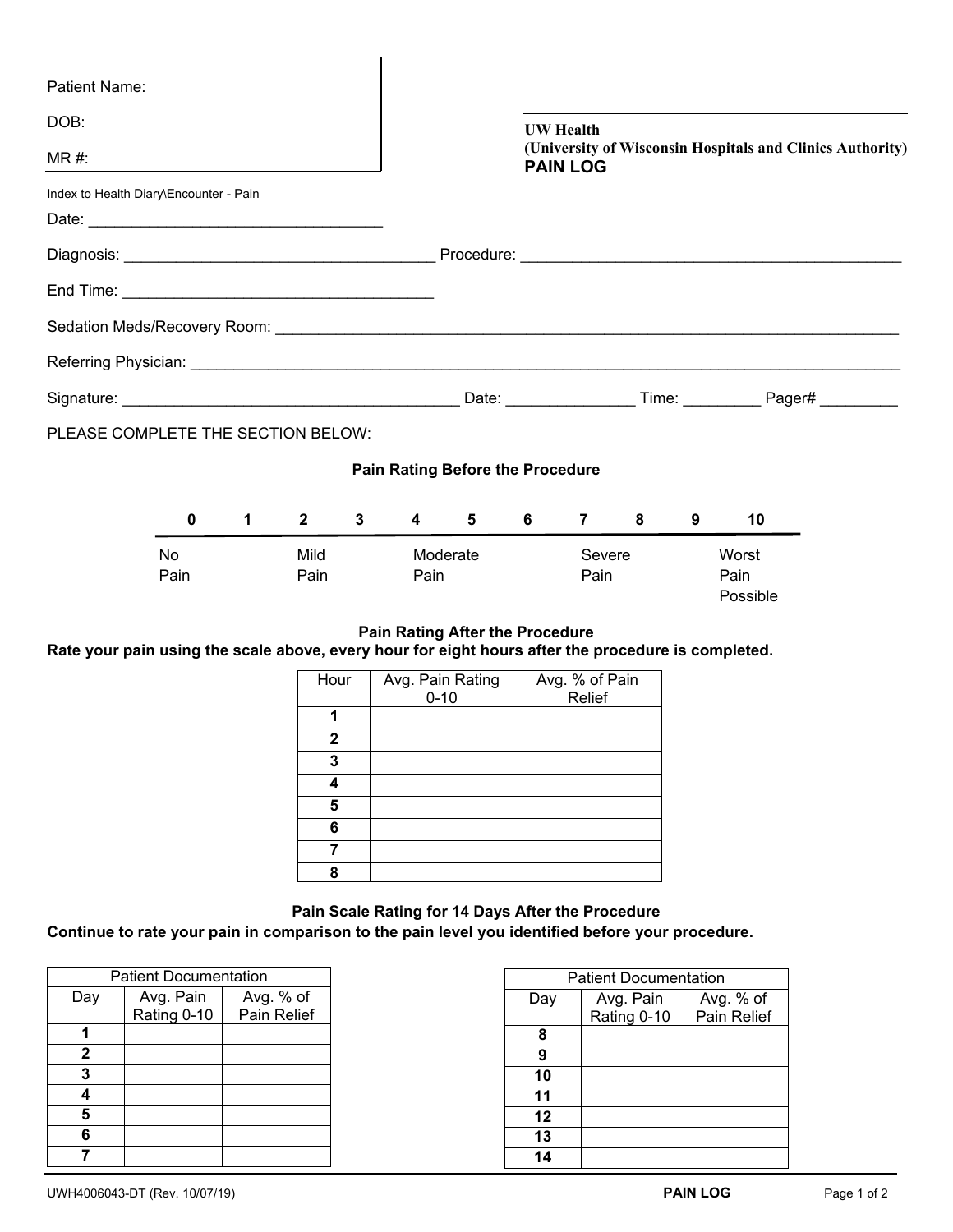Patient Name:

DOB:

MR #:

**UW Health**
**(University of Wisconsin Hospitals and Clinics Authority)**
**PAIN LOG**

Index to Health Diary\Encounter - Pain

Date: ___________________________________

Diagnosis: ___________________________________ Procedure: ___________________________________________

End Time: ___________________________________

Sedation Meds/Recovery Room: ___________________________________________________________________________

Referring Physician: __________________________________________________________________________________

Signature: _______________________________________ Date: _______________ Time: _________ Pager# _________

PLEASE COMPLETE THE SECTION BELOW:

### Pain Rating Before the Procedure

| 0 | 1 | 2 | 3 | 4 | 5 | 6 | 7 | 8 | 9 | 10 |
|---|---|---|---|---|---|---|---|---|---|---|
| No Pain | | Mild Pain | | Moderate Pain | | | Severe Pain | | | Worst Pain Possible |

### Pain Rating After the Procedure

**Rate your pain using the scale above, every hour for eight hours after the procedure is completed.**

| Hour | Avg. Pain Rating 0-10 | Avg. % of Pain Relief |
|---|---|---|
| **1** | | |
| **2** | | |
| **3** | | |
| **4** | | |
| **5** | | |
| **6** | | |
| **7** | | |
| **8** | | |

### Pain Scale Rating for 14 Days After the Procedure

**Continue to rate your pain in comparison to the pain level you identified before your procedure.**

| Patient Documentation | | |
|---|---|---|
| Day | Avg. Pain Rating 0-10 | Avg. % of Pain Relief |
| **1** | | |
| **2** | | |
| **3** | | |
| **4** | | |
| **5** | | |
| **6** | | |
| **7** | | |

| Patient Documentation | | |
|---|---|---|
| Day | Avg. Pain Rating 0-10 | Avg. % of Pain Relief |
| **8** | | |
| **9** | | |
| **10** | | |
| **11** | | |
| **12** | | |
| **13** | | |
| **14** | | |

UWH4006043-DT (Rev. 10/07/19) **PAIN LOG**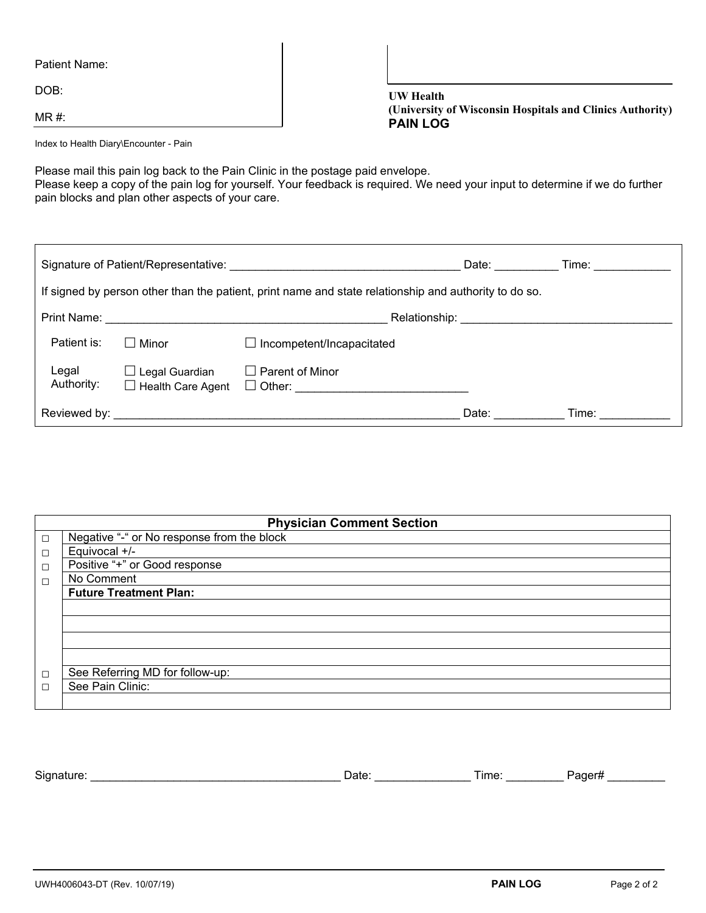Patient Name:

DOB:

MR #:

**UW Health**
**(University of Wisconsin Hospitals and Clinics Authority)**
**PAIN LOG**

Index to Health Diary\Encounter - Pain

Please mail this pain log back to the Pain Clinic in the postage paid envelope.
Please keep a copy of the pain log for yourself. Your feedback is required. We need your input to determine if we do further pain blocks and plan other aspects of your care.

Signature of Patient/Representative: ___________________________________ Date: _________ Time: ___________

If signed by person other than the patient, print name and state relationship and authority to do so.

Print Name: ___________________________________________ Relationship: _______________________________

Patient is: ☐ Minor ☐ Incompetent/Incapacitated

Legal Authority: ☐ Legal Guardian ☐ Parent of Minor ☐ Health Care Agent ☐ Other: __________________________

Reviewed by: _____________________________________________________ Date: __________ Time: __________

| | Physician Comment Section |
|---|---|
| □ | Negative "-" or No response from the block |
| □ | Equivocal +/- |
| □ | Positive "+" or Good response |
| □ | No Comment |
| | **Future Treatment Plan:** |
| | |
| | |
| | |
| | |
| □ | See Referring MD for follow-up: |
| □ | See Pain Clinic: |
| | |

Signature: ______________________________________ Date: ______________ Time: _________ Pager# _________

UWH4006043-DT (Rev. 10/07/19) PAIN LOG